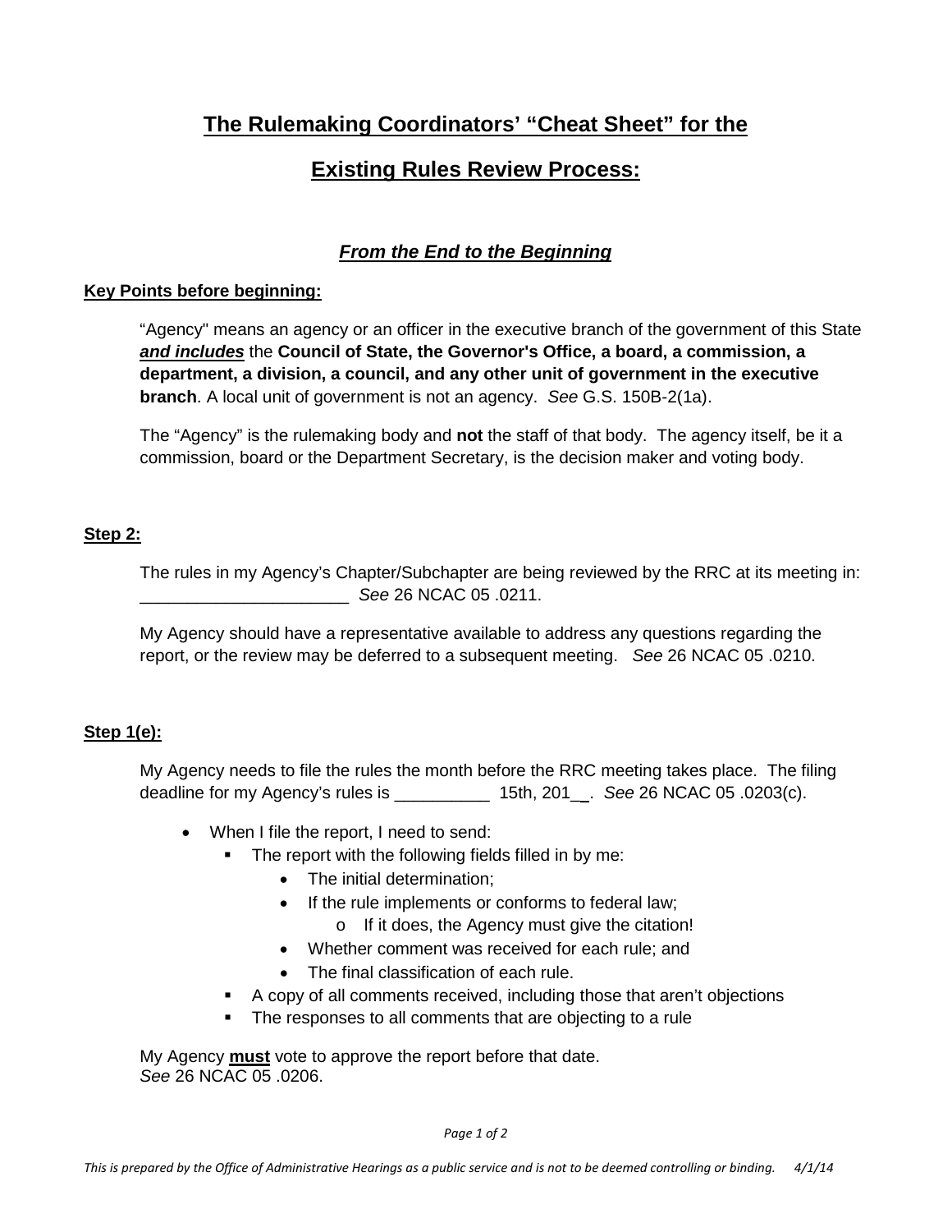# The Rulemaking Coordinators' "Cheat Sheet" for the Existing Rules Review Process:

### *From the End to the Beginning*

**Key Points before beginning:**

"Agency" means an agency or an officer in the executive branch of the government of this State ***and includes*** the **Council of State, the Governor's Office, a board, a commission, a department, a division, a council, and any other unit of government in the executive branch**. A local unit of government is not an agency. *See* G.S. 150B-2(1a).

The "Agency" is the rulemaking body and **not** the staff of that body. The agency itself, be it a commission, board or the Department Secretary, is the decision maker and voting body.

**Step 2:**

The rules in my Agency's Chapter/Subchapter are being reviewed by the RRC at its meeting in: ______________________ *See* 26 NCAC 05 .0211.

My Agency should have a representative available to address any questions regarding the report, or the review may be deferred to a subsequent meeting. *See* 26 NCAC 05 .0210.

**Step 1(e):**

My Agency needs to file the rules the month before the RRC meeting takes place. The filing deadline for my Agency's rules is __________ 15th, 201__. *See* 26 NCAC 05 .0203(c).

- When I file the report, I need to send:
  - The report with the following fields filled in by me:
    - The initial determination;
    - If the rule implements or conforms to federal law;
      - If it does, the Agency must give the citation!
    - Whether comment was received for each rule; and
    - The final classification of each rule.
  - A copy of all comments received, including those that aren't objections
  - The responses to all comments that are objecting to a rule

My Agency **must** vote to approve the report before that date.
*See* 26 NCAC 05 .0206.

*This is prepared by the Office of Administrative Hearings as a public service and is not to be deemed controlling or binding. 4/1/14*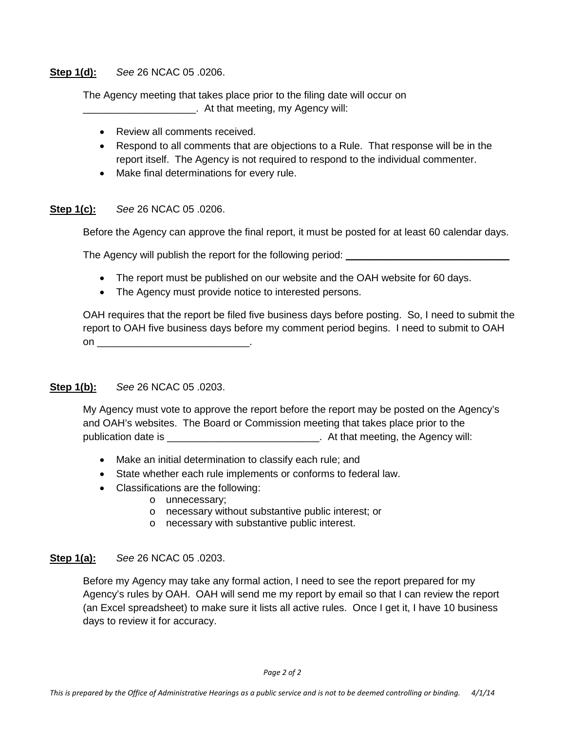**Step 1(d):** *See* 26 NCAC 05 .0206.

The Agency meeting that takes place prior to the filing date will occur on ____________________. At that meeting, my Agency will:

- Review all comments received.
- Respond to all comments that are objections to a Rule. That response will be in the report itself. The Agency is not required to respond to the individual commenter.
- Make final determinations for every rule.

**Step 1(c):** *See* 26 NCAC 05 .0206.

Before the Agency can approve the final report, it must be posted for at least 60 calendar days.

The Agency will publish the report for the following period: ______________________________

- The report must be published on our website and the OAH website for 60 days.
- The Agency must provide notice to interested persons.

OAH requires that the report be filed five business days before posting. So, I need to submit the report to OAH five business days before my comment period begins. I need to submit to OAH on ___________________________.

**Step 1(b):** *See* 26 NCAC 05 .0203.

My Agency must vote to approve the report before the report may be posted on the Agency's and OAH's websites. The Board or Commission meeting that takes place prior to the publication date is ___________________________. At that meeting, the Agency will:

- Make an initial determination to classify each rule; and
- State whether each rule implements or conforms to federal law.
- Classifications are the following:
  - unnecessary;
  - necessary without substantive public interest; or
  - necessary with substantive public interest.

**Step 1(a):** *See* 26 NCAC 05 .0203.

Before my Agency may take any formal action, I need to see the report prepared for my Agency's rules by OAH. OAH will send me my report by email so that I can review the report (an Excel spreadsheet) to make sure it lists all active rules. Once I get it, I have 10 business days to review it for accuracy.

*This is prepared by the Office of Administrative Hearings as a public service and is not to be deemed controlling or binding. 4/1/14*